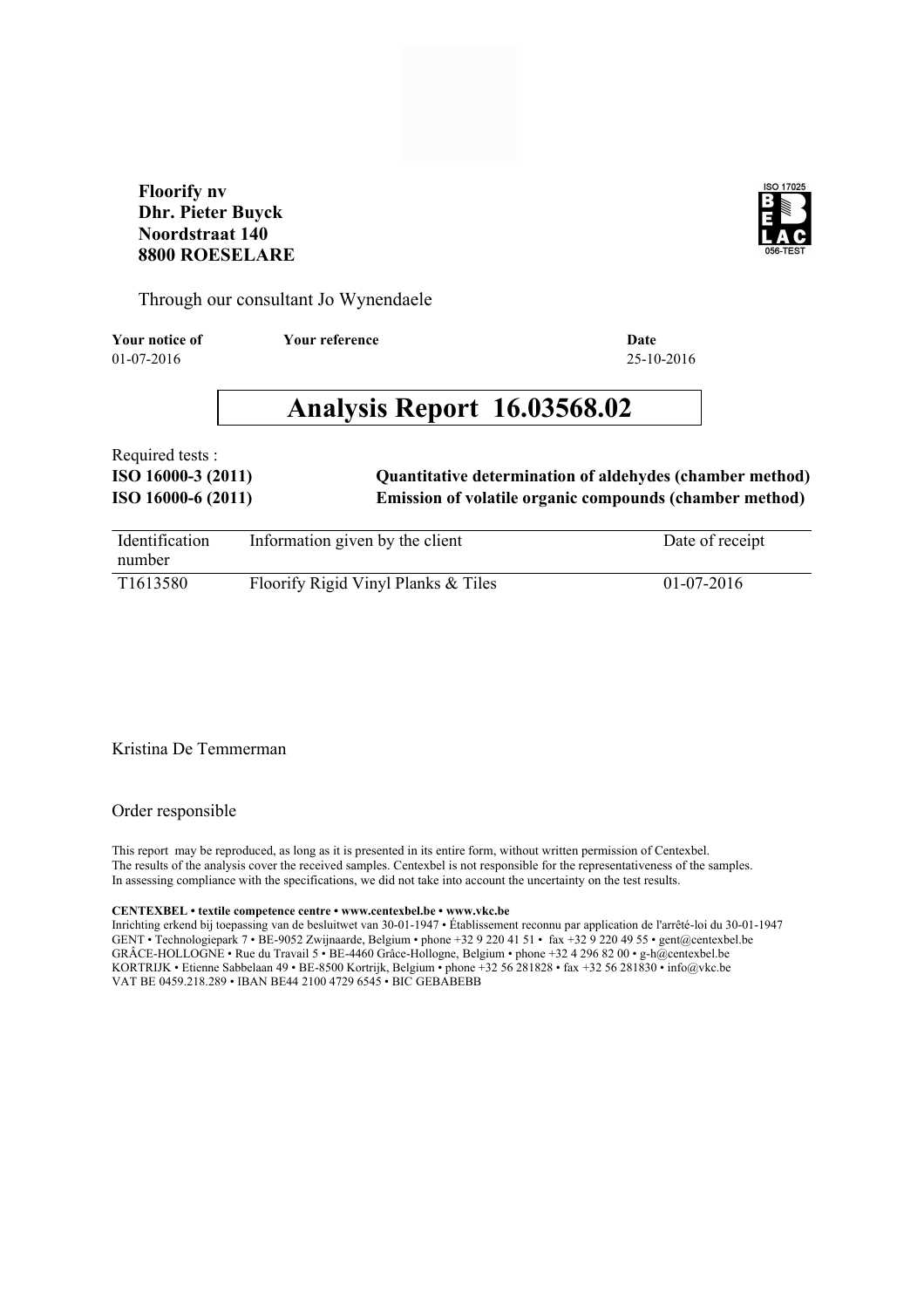**Floorify nv**
**Dhr. Pieter Buyck**
**Noordstraat 140**
**8800 ROESELARE**

ISO 17025
BELAC
056-TEST

Through our consultant Jo Wynendaele

| Your notice of | Your reference | Date |
|---|---|---|
| 01-07-2016 | | 25-10-2016 |

# Analysis Report 16.03568.02

Required tests :

| | |
|---|---|
| **ISO 16000-3 (2011)** | **Quantitative determination of aldehydes (chamber method)** |
| **ISO 16000-6 (2011)** | **Emission of volatile organic compounds (chamber method)** |

| Identification number | Information given by the client | Date of receipt |
|---|---|---|
| T1613580 | Floorify Rigid Vinyl Planks & Tiles | 01-07-2016 |

Kristina De Temmerman

Order responsible

This report may be reproduced, as long as it is presented in its entire form, without written permission of Centexbel.
The results of the analysis cover the received samples. Centexbel is not responsible for the representativeness of the samples.
In assessing compliance with the specifications, we did not take into account the uncertainty on the test results.

**CENTEXBEL • textile competence centre • www.centexbel.be • www.vkc.be**
Inrichting erkend bij toepassing van de besluitwet van 30-01-1947 • Établissement reconnu par application de l'arrêté-loi du 30-01-1947
GENT • Technologiepark 7 • BE-9052 Zwijnaarde, Belgium • phone +32 9 220 41 51 • fax +32 9 220 49 55 • gent@centexbel.be
GRÂCE-HOLLOGNE • Rue du Travail 5 • BE-4460 Grâce-Hollogne, Belgium • phone +32 4 296 82 00 • g-h@centexbel.be
KORTRIJK • Etienne Sabbelaan 49 • BE-8500 Kortrijk, Belgium • phone +32 56 281828 • fax +32 56 281830 • info@vkc.be
VAT BE 0459.218.289 • IBAN BE44 2100 4729 6545 • BIC GEBABEBB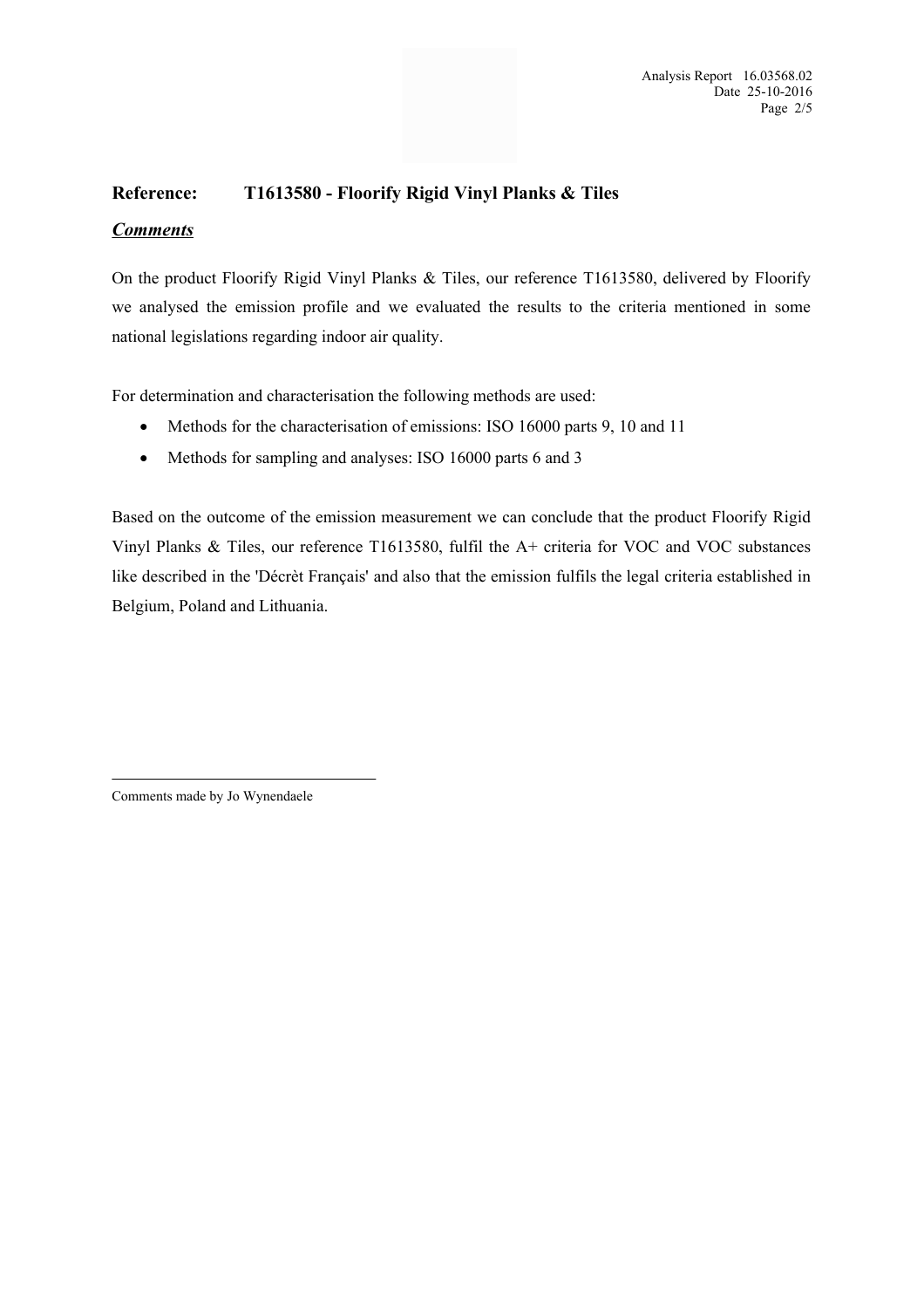**Reference: T1613580 - Floorify Rigid Vinyl Planks & Tiles**

***Comments***

On the product Floorify Rigid Vinyl Planks & Tiles, our reference T1613580, delivered by Floorify we analysed the emission profile and we evaluated the results to the criteria mentioned in some national legislations regarding indoor air quality.

For determination and characterisation the following methods are used:

- Methods for the characterisation of emissions: ISO 16000 parts 9, 10 and 11
- Methods for sampling and analyses: ISO 16000 parts 6 and 3

Based on the outcome of the emission measurement we can conclude that the product Floorify Rigid Vinyl Planks & Tiles, our reference T1613580, fulfil the A+ criteria for VOC and VOC substances like described in the 'Décrèt Français' and also that the emission fulfils the legal criteria established in Belgium, Poland and Lithuania.

---

Comments made by Jo Wynendaele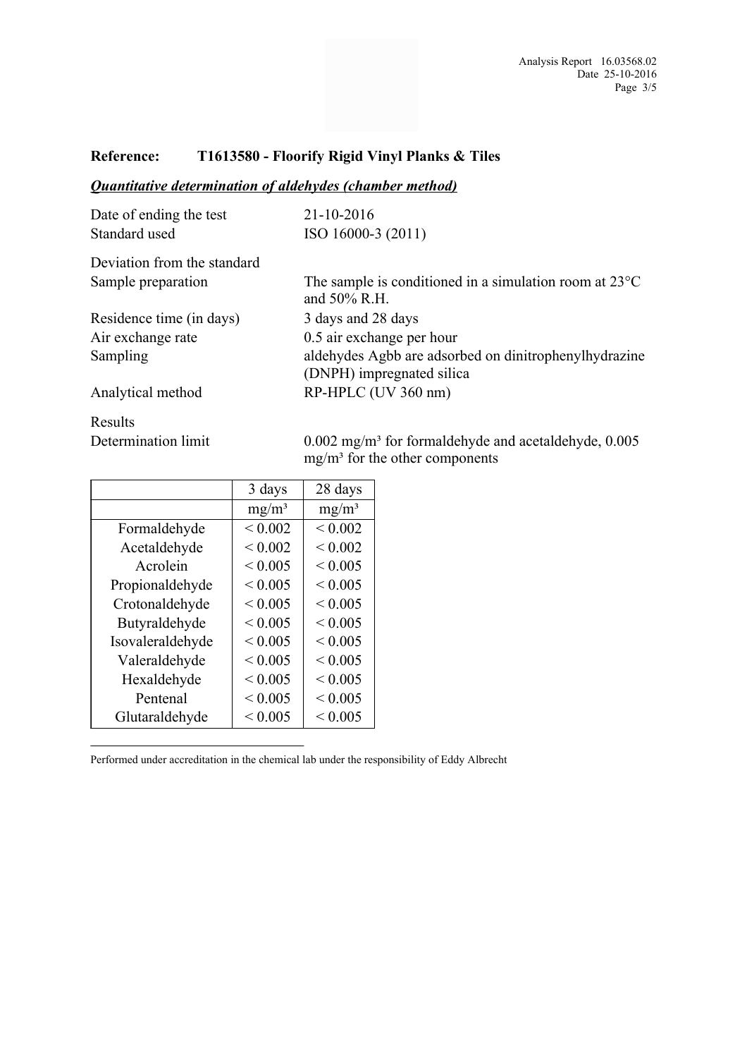**Reference:** **T1613580 - Floorify Rigid Vinyl Planks & Tiles**

***Quantitative determination of aldehydes (chamber method)***

Date of ending the test 21-10-2016

Standard used ISO 16000-3 (2011)

Deviation from the standard

Sample preparation The sample is conditioned in a simulation room at 23°C and 50% R.H.

Residence time (in days) 3 days and 28 days

Air exchange rate 0.5 air exchange per hour

Sampling aldehydes Agbb are adsorbed on dinitrophenylhydrazine (DNPH) impregnated silica

Analytical method RP-HPLC (UV 360 nm)

Results

Determination limit 0.002 mg/m³ for formaldehyde and acetaldehyde, 0.005 mg/m³ for the other components

| | 3 days | 28 days |
|---|---|---|
| | mg/m³ | mg/m³ |
| Formaldehyde | < 0.002 | < 0.002 |
| Acetaldehyde | < 0.002 | < 0.002 |
| Acrolein | < 0.005 | < 0.005 |
| Propionaldehyde | < 0.005 | < 0.005 |
| Crotonaldehyde | < 0.005 | < 0.005 |
| Butyraldehyde | < 0.005 | < 0.005 |
| Isovaleraldehyde | < 0.005 | < 0.005 |
| Valeraldehyde | < 0.005 | < 0.005 |
| Hexaldehyde | < 0.005 | < 0.005 |
| Pentenal | < 0.005 | < 0.005 |
| Glutaraldehyde | < 0.005 | < 0.005 |

---

Performed under accreditation in the chemical lab under the responsibility of Eddy Albrecht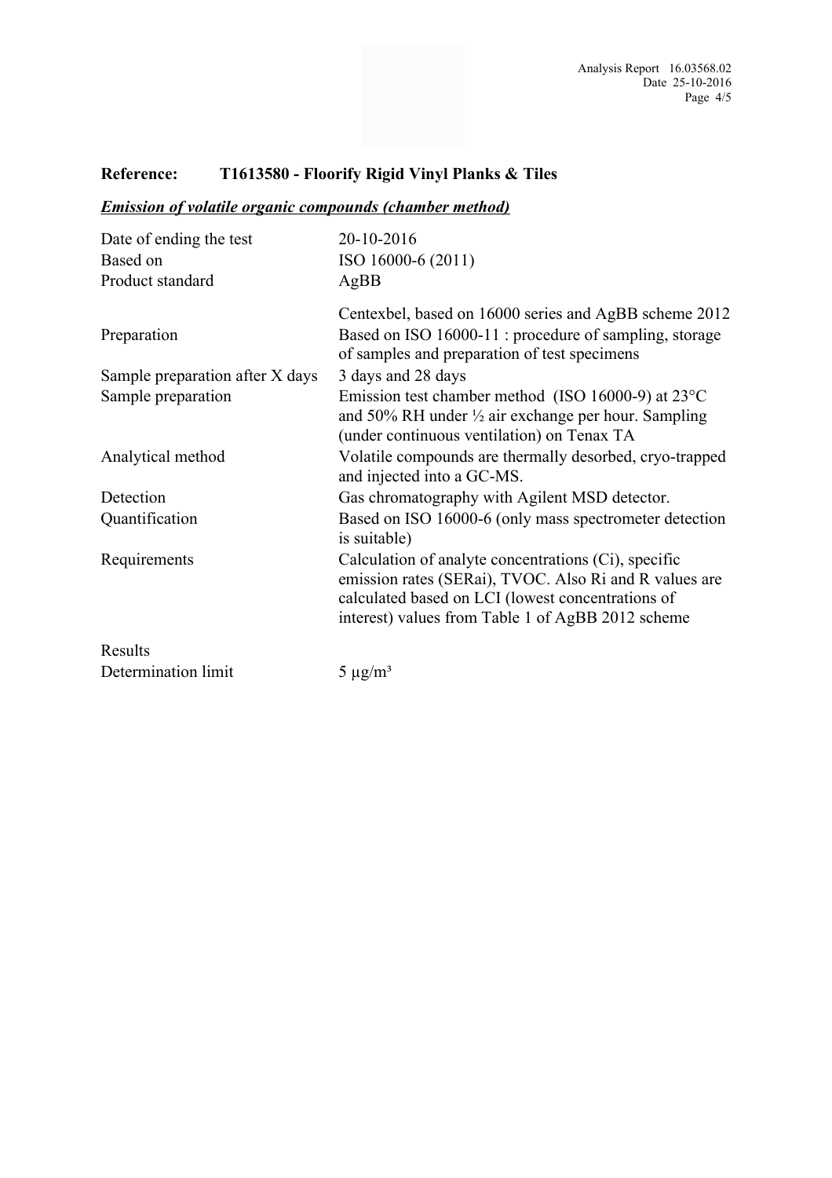**Reference: T1613580 - Floorify Rigid Vinyl Planks & Tiles**

***Emission of volatile organic compounds (chamber method)***

| | |
|---|---|
| Date of ending the test | 20-10-2016 |
| Based on | ISO 16000-6 (2011) |
| Product standard | AgBB |
| | Centexbel, based on 16000 series and AgBB scheme 2012 |
| Preparation | Based on ISO 16000-11 : procedure of sampling, storage of samples and preparation of test specimens |
| Sample preparation after X days | 3 days and 28 days |
| Sample preparation | Emission test chamber method (ISO 16000-9) at 23°C and 50% RH under ½ air exchange per hour. Sampling (under continuous ventilation) on Tenax TA |
| Analytical method | Volatile compounds are thermally desorbed, cryo-trapped and injected into a GC-MS. |
| Detection | Gas chromatography with Agilent MSD detector. |
| Quantification | Based on ISO 16000-6 (only mass spectrometer detection is suitable) |
| Requirements | Calculation of analyte concentrations (Ci), specific emission rates (SERai), TVOC. Also Ri and R values are calculated based on LCI (lowest concentrations of interest) values from Table 1 of AgBB 2012 scheme |

Results

| | |
|---|---|
| Determination limit | 5 µg/m³ |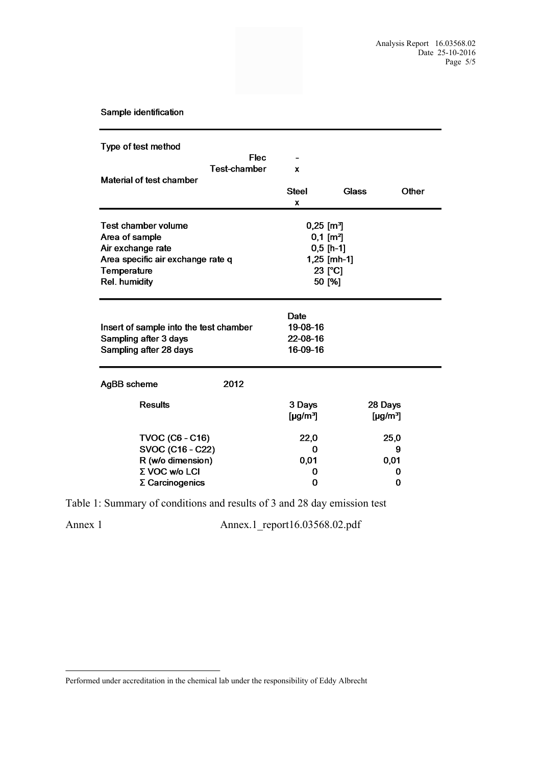Sample identification

| | | | | |
|---|---|---|---|---|
| Type of test method | | | | |
| | Flec | - | | |
| | Test-chamber | x | | |
| Material of test chamber | | | | |
| | | Steel | Glass | Other |
| | | x | | |

| | |
|---|---|
| Test chamber volume | 0,25 [m³] |
| Area of sample | 0,1 [m²] |
| Air exchange rate | 0,5 [h-1] |
| Area specific air exchange rate q | 1,25 [mh-1] |
| Temperature | 23 [°C] |
| Rel. humidity | 50 [%] |

| | Date |
|---|---|
| Insert of sample into the test chamber | 19-08-16 |
| Sampling after 3 days | 22-08-16 |
| Sampling after 28 days | 16-09-16 |

AgBB scheme 2012

| Results | 3 Days [µg/m³] | 28 Days [µg/m³] |
|---|---|---|
| TVOC (C6 - C16) | 22,0 | 25,0 |
| SVOC (C16 - C22) | 0 | 9 |
| R (w/o dimension) | 0,01 | 0,01 |
| Σ VOC w/o LCI | 0 | 0 |
| Σ Carcinogenics | 0 | 0 |

Table 1: Summary of conditions and results of 3 and 28 day emission test

Annex 1 Annex.1_report16.03568.02.pdf

Performed under accreditation in the chemical lab under the responsibility of Eddy Albrecht